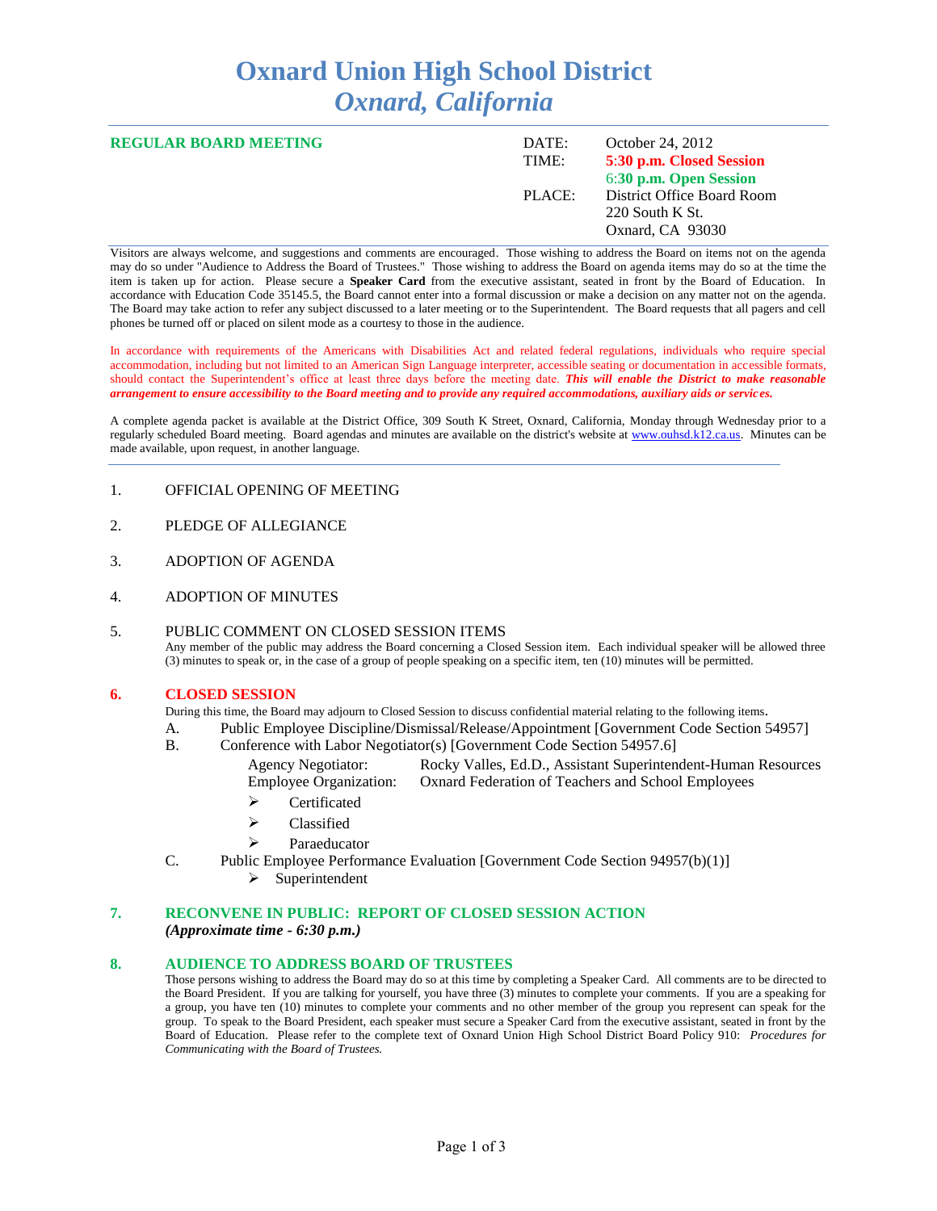# Oxnard Union High School District
## *Oxnard, California*

**REGULAR BOARD MEETING**

| | |
|---|---|
| DATE: | October 24, 2012 |
| TIME: | **5:30 p.m. Closed Session** |
| | **6:30 p.m. Open Session** |
| PLACE: | District Office Board Room |
| | 220 South K St. |
| | Oxnard, CA 93030 |

Visitors are always welcome, and suggestions and comments are encouraged. Those wishing to address the Board on items not on the agenda may do so under "Audience to Address the Board of Trustees." Those wishing to address the Board on agenda items may do so at the time the item is taken up for action. Please secure a **Speaker Card** from the executive assistant, seated in front by the Board of Education. In accordance with Education Code 35145.5, the Board cannot enter into a formal discussion or make a decision on any matter not on the agenda. The Board may take action to refer any subject discussed to a later meeting or to the Superintendent. The Board requests that all pagers and cell phones be turned off or placed on silent mode as a courtesy to those in the audience.

In accordance with requirements of the Americans with Disabilities Act and related federal regulations, individuals who require special accommodation, including but not limited to an American Sign Language interpreter, accessible seating or documentation in accessible formats, should contact the Superintendent's office at least three days before the meeting date. ***This will enable the District to make reasonable arrangement to ensure accessibility to the Board meeting and to provide any required accommodations, auxiliary aids or services.***

A complete agenda packet is available at the District Office, 309 South K Street, Oxnard, California, Monday through Wednesday prior to a regularly scheduled Board meeting. Board agendas and minutes are available on the district's website at www.ouhsd.k12.ca.us. Minutes can be made available, upon request, in another language.

1. OFFICIAL OPENING OF MEETING

2. PLEDGE OF ALLEGIANCE

3. ADOPTION OF AGENDA

4. ADOPTION OF MINUTES

5. PUBLIC COMMENT ON CLOSED SESSION ITEMS
   Any member of the public may address the Board concerning a Closed Session item. Each individual speaker will be allowed three (3) minutes to speak or, in the case of a group of people speaking on a specific item, ten (10) minutes will be permitted.

**6. CLOSED SESSION**
During this time, the Board may adjourn to Closed Session to discuss confidential material relating to the following items.

A. Public Employee Discipline/Dismissal/Release/Appointment [Government Code Section 54957]

B. Conference with Labor Negotiator(s) [Government Code Section 54957.6]
   - Agency Negotiator: Rocky Valles, Ed.D., Assistant Superintendent-Human Resources
   - Employee Organization: Oxnard Federation of Teachers and School Employees
     - Certificated
     - Classified
     - Paraeducator

C. Public Employee Performance Evaluation [Government Code Section 94957(b)(1)]
   - Superintendent

**7. RECONVENE IN PUBLIC: REPORT OF CLOSED SESSION ACTION**
***(Approximate time - 6:30 p.m.)***

**8. AUDIENCE TO ADDRESS BOARD OF TRUSTEES**
Those persons wishing to address the Board may do so at this time by completing a Speaker Card. All comments are to be directed to the Board President. If you are talking for yourself, you have three (3) minutes to complete your comments. If you are a speaking for a group, you have ten (10) minutes to complete your comments and no other member of the group you represent can speak for the group. To speak to the Board President, each speaker must secure a Speaker Card from the executive assistant, seated in front by the Board of Education. Please refer to the complete text of Oxnard Union High School District Board Policy 910: *Procedures for Communicating with the Board of Trustees.*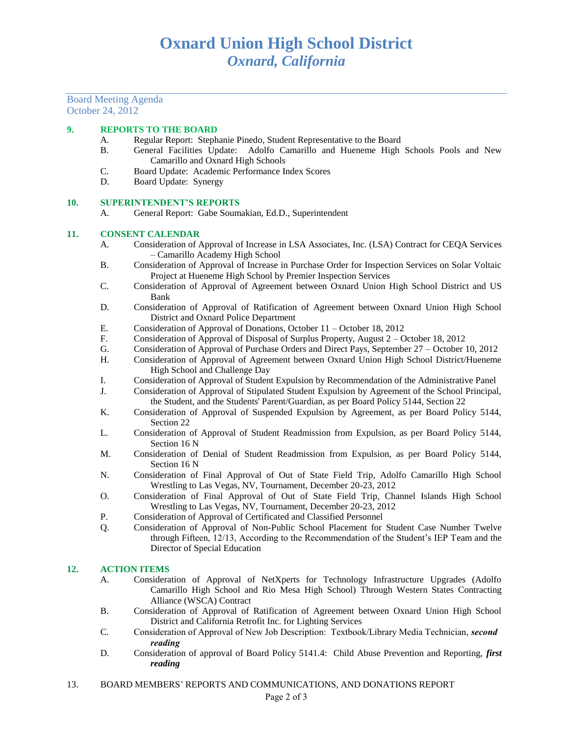# Oxnard Union High School District
## *Oxnard, California*

Board Meeting Agenda
October 24, 2012

**9. REPORTS TO THE BOARD**

- A. Regular Report: Stephanie Pinedo, Student Representative to the Board
- B. General Facilities Update: Adolfo Camarillo and Hueneme High Schools Pools and New Camarillo and Oxnard High Schools
- C. Board Update: Academic Performance Index Scores
- D. Board Update: Synergy

**10. SUPERINTENDENT'S REPORTS**

- A. General Report: Gabe Soumakian, Ed.D., Superintendent

**11. CONSENT CALENDAR**

- A. Consideration of Approval of Increase in LSA Associates, Inc. (LSA) Contract for CEQA Services – Camarillo Academy High School
- B. Consideration of Approval of Increase in Purchase Order for Inspection Services on Solar Voltaic Project at Hueneme High School by Premier Inspection Services
- C. Consideration of Approval of Agreement between Oxnard Union High School District and US Bank
- D. Consideration of Approval of Ratification of Agreement between Oxnard Union High School District and Oxnard Police Department
- E. Consideration of Approval of Donations, October 11 – October 18, 2012
- F. Consideration of Approval of Disposal of Surplus Property, August 2 – October 18, 2012
- G. Consideration of Approval of Purchase Orders and Direct Pays, September 27 – October 10, 2012
- H. Consideration of Approval of Agreement between Oxnard Union High School District/Hueneme High School and Challenge Day
- I. Consideration of Approval of Student Expulsion by Recommendation of the Administrative Panel
- J. Consideration of Approval of Stipulated Student Expulsion by Agreement of the School Principal, the Student, and the Students' Parent/Guardian, as per Board Policy 5144, Section 22
- K. Consideration of Approval of Suspended Expulsion by Agreement, as per Board Policy 5144, Section 22
- L. Consideration of Approval of Student Readmission from Expulsion, as per Board Policy 5144, Section 16 N
- M. Consideration of Denial of Student Readmission from Expulsion, as per Board Policy 5144, Section 16 N
- N. Consideration of Final Approval of Out of State Field Trip, Adolfo Camarillo High School Wrestling to Las Vegas, NV, Tournament, December 20-23, 2012
- O. Consideration of Final Approval of Out of State Field Trip, Channel Islands High School Wrestling to Las Vegas, NV, Tournament, December 20-23, 2012
- P. Consideration of Approval of Certificated and Classified Personnel
- Q. Consideration of Approval of Non-Public School Placement for Student Case Number Twelve through Fifteen, 12/13, According to the Recommendation of the Student's IEP Team and the Director of Special Education

**12. ACTION ITEMS**

- A. Consideration of Approval of NetXperts for Technology Infrastructure Upgrades (Adolfo Camarillo High School and Rio Mesa High School) Through Western States Contracting Alliance (WSCA) Contract
- B. Consideration of Approval of Ratification of Agreement between Oxnard Union High School District and California Retrofit Inc. for Lighting Services
- C. Consideration of Approval of New Job Description: Textbook/Library Media Technician, ***second reading***
- D. Consideration of approval of Board Policy 5141.4: Child Abuse Prevention and Reporting, ***first reading***

13. BOARD MEMBERS' REPORTS AND COMMUNICATIONS, AND DONATIONS REPORT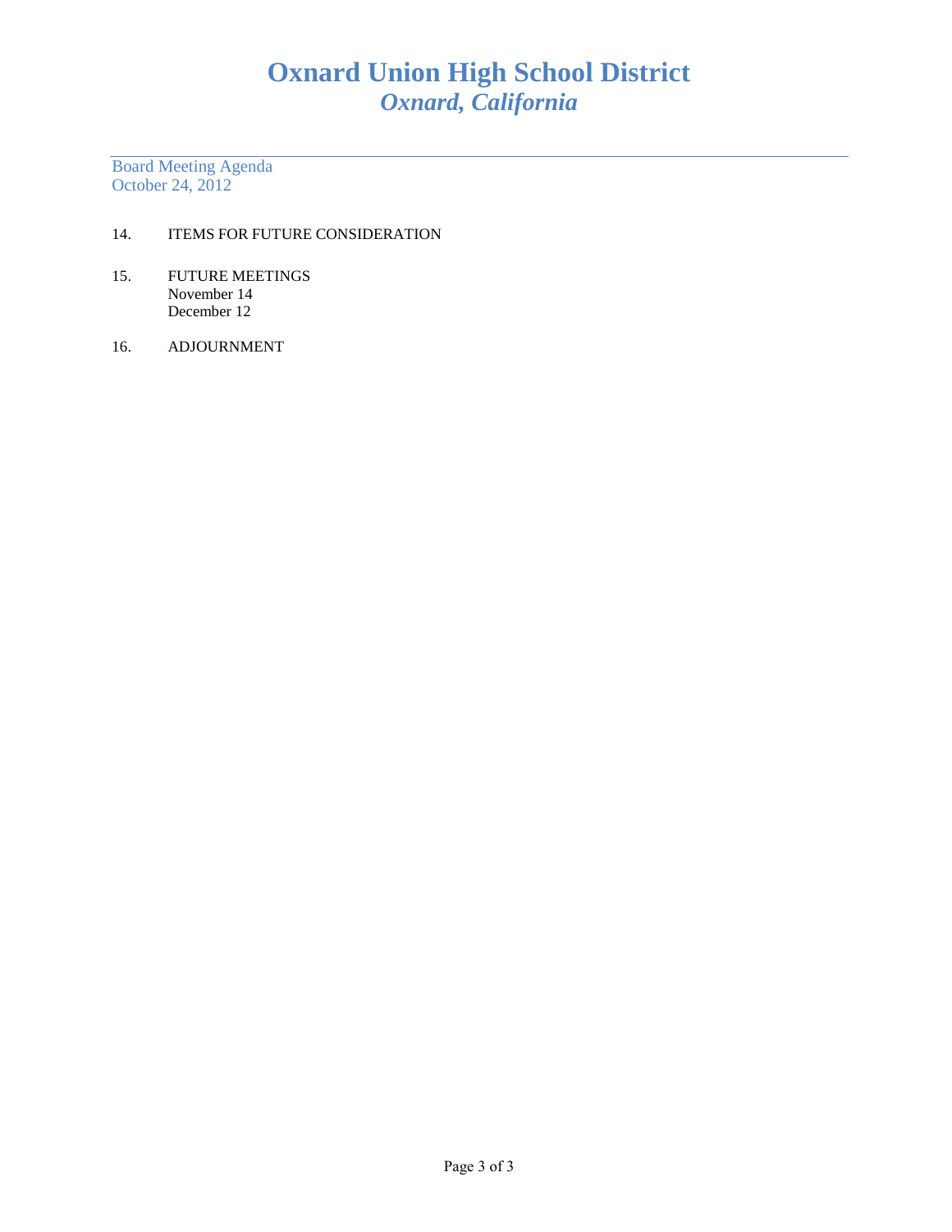14. ITEMS FOR FUTURE CONSIDERATION

15. FUTURE MEETINGS
    November 14
    December 12

16. ADJOURNMENT